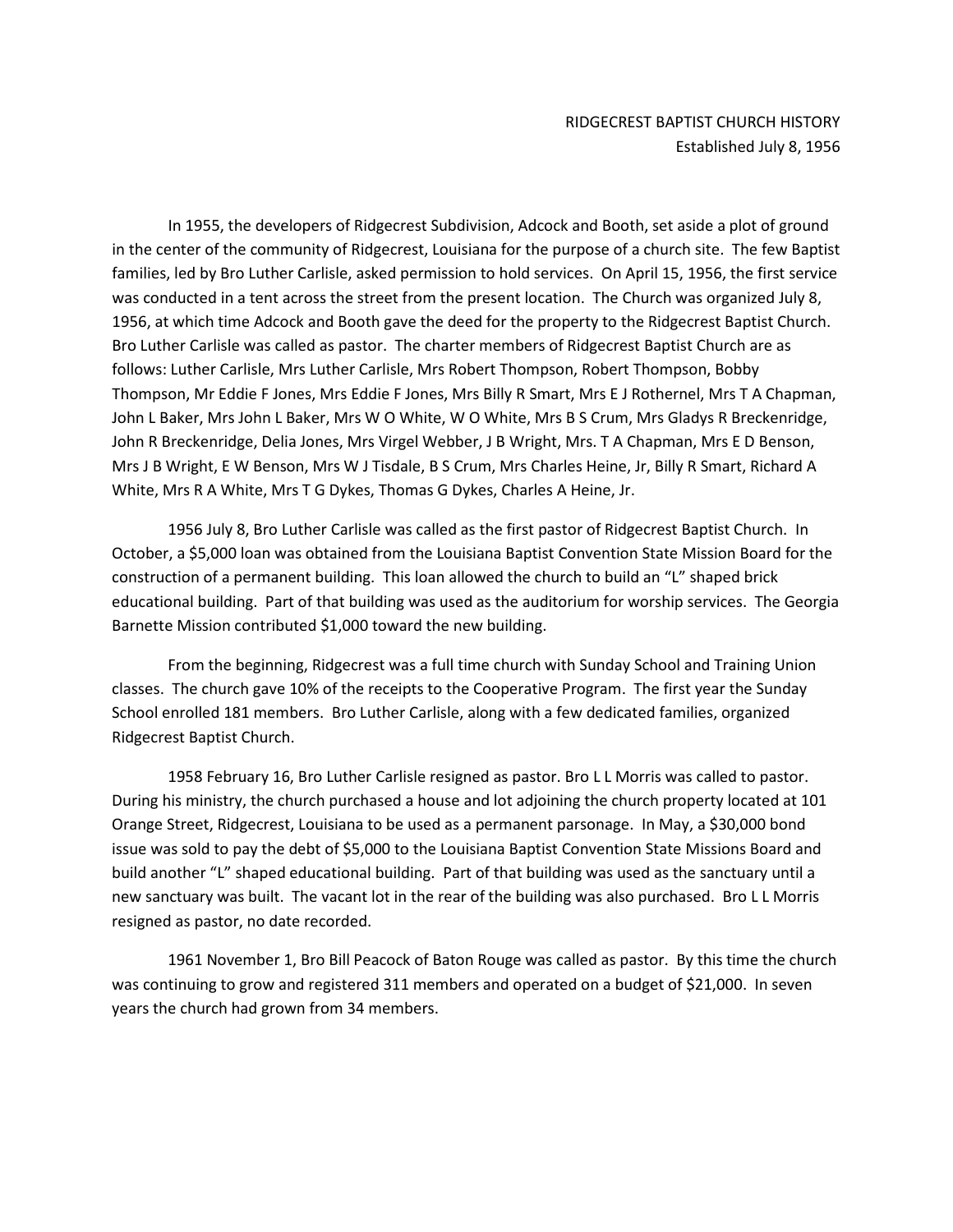RIDGECREST BAPTIST CHURCH HISTORY
Established July 8, 1956

In 1955, the developers of Ridgecrest Subdivision, Adcock and Booth, set aside a plot of ground in the center of the community of Ridgecrest, Louisiana for the purpose of a church site. The few Baptist families, led by Bro Luther Carlisle, asked permission to hold services. On April 15, 1956, the first service was conducted in a tent across the street from the present location. The Church was organized July 8, 1956, at which time Adcock and Booth gave the deed for the property to the Ridgecrest Baptist Church. Bro Luther Carlisle was called as pastor. The charter members of Ridgecrest Baptist Church are as follows: Luther Carlisle, Mrs Luther Carlisle, Mrs Robert Thompson, Robert Thompson, Bobby Thompson, Mr Eddie F Jones, Mrs Eddie F Jones, Mrs Billy R Smart, Mrs E J Rothernel, Mrs T A Chapman, John L Baker, Mrs John L Baker, Mrs W O White, W O White, Mrs B S Crum, Mrs Gladys R Breckenridge, John R Breckenridge, Delia Jones, Mrs Virgel Webber, J B Wright, Mrs. T A Chapman, Mrs E D Benson, Mrs J B Wright, E W Benson, Mrs W J Tisdale, B S Crum, Mrs Charles Heine, Jr, Billy R Smart, Richard A White, Mrs R A White, Mrs T G Dykes, Thomas G Dykes, Charles A Heine, Jr.

1956 July 8, Bro Luther Carlisle was called as the first pastor of Ridgecrest Baptist Church. In October, a $5,000 loan was obtained from the Louisiana Baptist Convention State Mission Board for the construction of a permanent building. This loan allowed the church to build an "L" shaped brick educational building. Part of that building was used as the auditorium for worship services. The Georgia Barnette Mission contributed $1,000 toward the new building.

From the beginning, Ridgecrest was a full time church with Sunday School and Training Union classes. The church gave 10% of the receipts to the Cooperative Program. The first year the Sunday School enrolled 181 members. Bro Luther Carlisle, along with a few dedicated families, organized Ridgecrest Baptist Church.

1958 February 16, Bro Luther Carlisle resigned as pastor. Bro L L Morris was called to pastor. During his ministry, the church purchased a house and lot adjoining the church property located at 101 Orange Street, Ridgecrest, Louisiana to be used as a permanent parsonage. In May, a $30,000 bond issue was sold to pay the debt of $5,000 to the Louisiana Baptist Convention State Missions Board and build another "L" shaped educational building. Part of that building was used as the sanctuary until a new sanctuary was built. The vacant lot in the rear of the building was also purchased. Bro L L Morris resigned as pastor, no date recorded.

1961 November 1, Bro Bill Peacock of Baton Rouge was called as pastor. By this time the church was continuing to grow and registered 311 members and operated on a budget of $21,000. In seven years the church had grown from 34 members.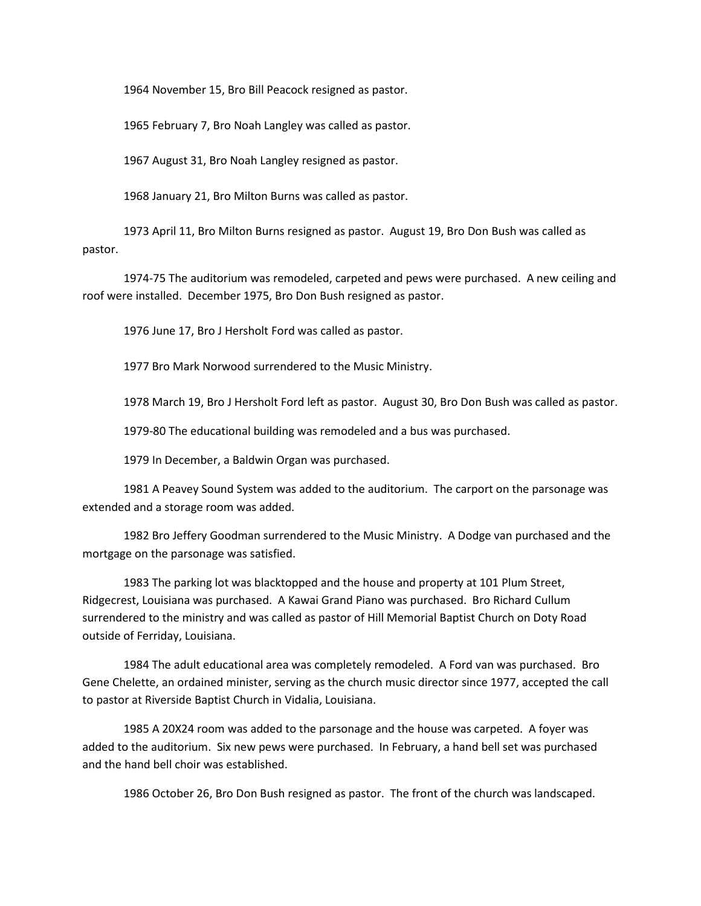1964 November 15, Bro Bill Peacock resigned as pastor.

1965 February 7, Bro Noah Langley was called as pastor.

1967 August 31, Bro Noah Langley resigned as pastor.

1968 January 21, Bro Milton Burns was called as pastor.

1973 April 11, Bro Milton Burns resigned as pastor. August 19, Bro Don Bush was called as pastor.

1974-75 The auditorium was remodeled, carpeted and pews were purchased. A new ceiling and roof were installed. December 1975, Bro Don Bush resigned as pastor.

1976 June 17, Bro J Hersholt Ford was called as pastor.

1977 Bro Mark Norwood surrendered to the Music Ministry.

1978 March 19, Bro J Hersholt Ford left as pastor. August 30, Bro Don Bush was called as pastor.

1979-80 The educational building was remodeled and a bus was purchased.

1979 In December, a Baldwin Organ was purchased.

1981 A Peavey Sound System was added to the auditorium. The carport on the parsonage was extended and a storage room was added.

1982 Bro Jeffery Goodman surrendered to the Music Ministry. A Dodge van purchased and the mortgage on the parsonage was satisfied.

1983 The parking lot was blacktopped and the house and property at 101 Plum Street, Ridgecrest, Louisiana was purchased. A Kawai Grand Piano was purchased. Bro Richard Cullum surrendered to the ministry and was called as pastor of Hill Memorial Baptist Church on Doty Road outside of Ferriday, Louisiana.

1984 The adult educational area was completely remodeled. A Ford van was purchased. Bro Gene Chelette, an ordained minister, serving as the church music director since 1977, accepted the call to pastor at Riverside Baptist Church in Vidalia, Louisiana.

1985 A 20X24 room was added to the parsonage and the house was carpeted. A foyer was added to the auditorium. Six new pews were purchased. In February, a hand bell set was purchased and the hand bell choir was established.

1986 October 26, Bro Don Bush resigned as pastor. The front of the church was landscaped.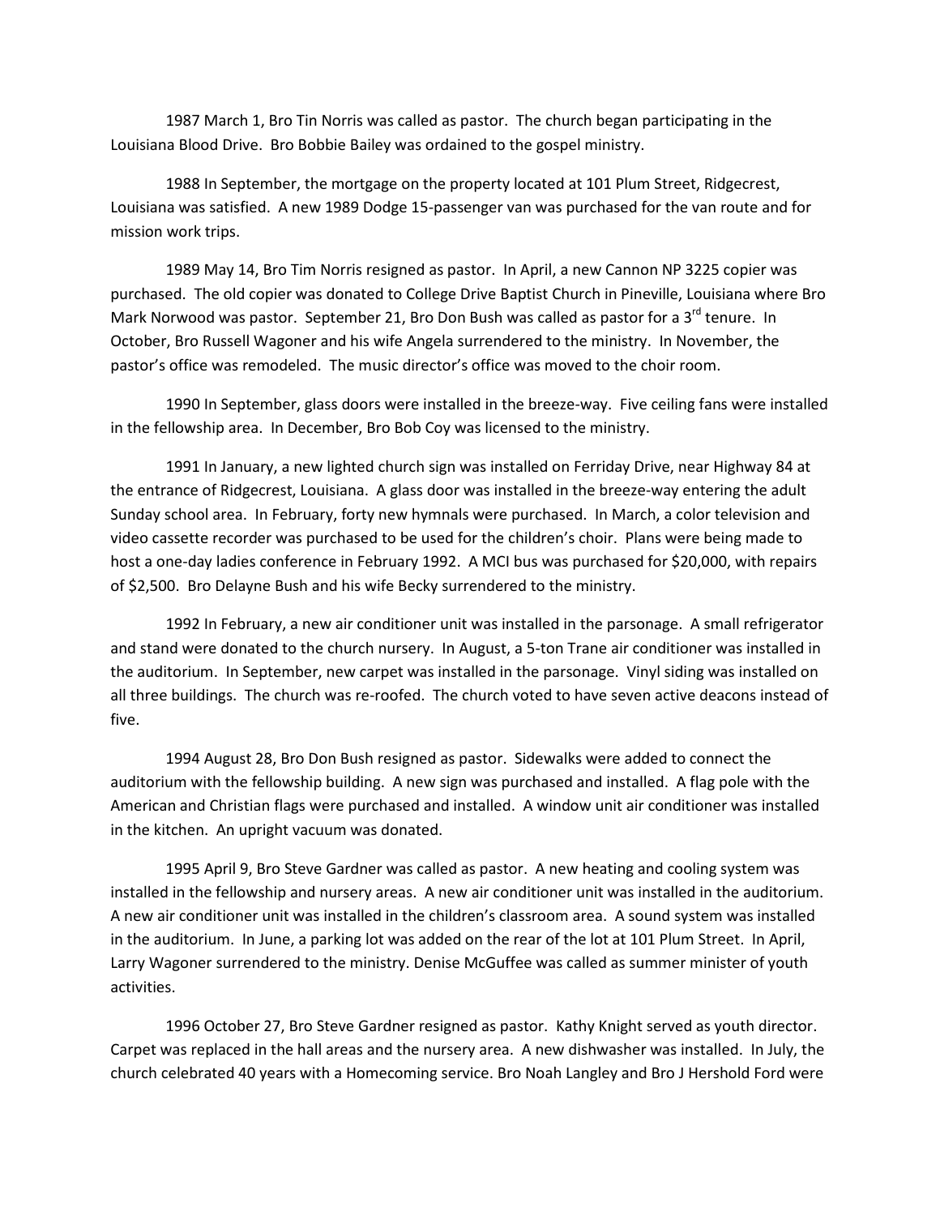1987 March 1, Bro Tin Norris was called as pastor. The church began participating in the Louisiana Blood Drive. Bro Bobbie Bailey was ordained to the gospel ministry.

1988 In September, the mortgage on the property located at 101 Plum Street, Ridgecrest, Louisiana was satisfied. A new 1989 Dodge 15-passenger van was purchased for the van route and for mission work trips.

1989 May 14, Bro Tim Norris resigned as pastor. In April, a new Cannon NP 3225 copier was purchased. The old copier was donated to College Drive Baptist Church in Pineville, Louisiana where Bro Mark Norwood was pastor. September 21, Bro Don Bush was called as pastor for a 3rd tenure. In October, Bro Russell Wagoner and his wife Angela surrendered to the ministry. In November, the pastor's office was remodeled. The music director's office was moved to the choir room.

1990 In September, glass doors were installed in the breeze-way. Five ceiling fans were installed in the fellowship area. In December, Bro Bob Coy was licensed to the ministry.

1991 In January, a new lighted church sign was installed on Ferriday Drive, near Highway 84 at the entrance of Ridgecrest, Louisiana. A glass door was installed in the breeze-way entering the adult Sunday school area. In February, forty new hymnals were purchased. In March, a color television and video cassette recorder was purchased to be used for the children's choir. Plans were being made to host a one-day ladies conference in February 1992. A MCI bus was purchased for $20,000, with repairs of $2,500. Bro Delayne Bush and his wife Becky surrendered to the ministry.

1992 In February, a new air conditioner unit was installed in the parsonage. A small refrigerator and stand were donated to the church nursery. In August, a 5-ton Trane air conditioner was installed in the auditorium. In September, new carpet was installed in the parsonage. Vinyl siding was installed on all three buildings. The church was re-roofed. The church voted to have seven active deacons instead of five.

1994 August 28, Bro Don Bush resigned as pastor. Sidewalks were added to connect the auditorium with the fellowship building. A new sign was purchased and installed. A flag pole with the American and Christian flags were purchased and installed. A window unit air conditioner was installed in the kitchen. An upright vacuum was donated.

1995 April 9, Bro Steve Gardner was called as pastor. A new heating and cooling system was installed in the fellowship and nursery areas. A new air conditioner unit was installed in the auditorium. A new air conditioner unit was installed in the children's classroom area. A sound system was installed in the auditorium. In June, a parking lot was added on the rear of the lot at 101 Plum Street. In April, Larry Wagoner surrendered to the ministry. Denise McGuffee was called as summer minister of youth activities.

1996 October 27, Bro Steve Gardner resigned as pastor. Kathy Knight served as youth director. Carpet was replaced in the hall areas and the nursery area. A new dishwasher was installed. In July, the church celebrated 40 years with a Homecoming service. Bro Noah Langley and Bro J Hershold Ford were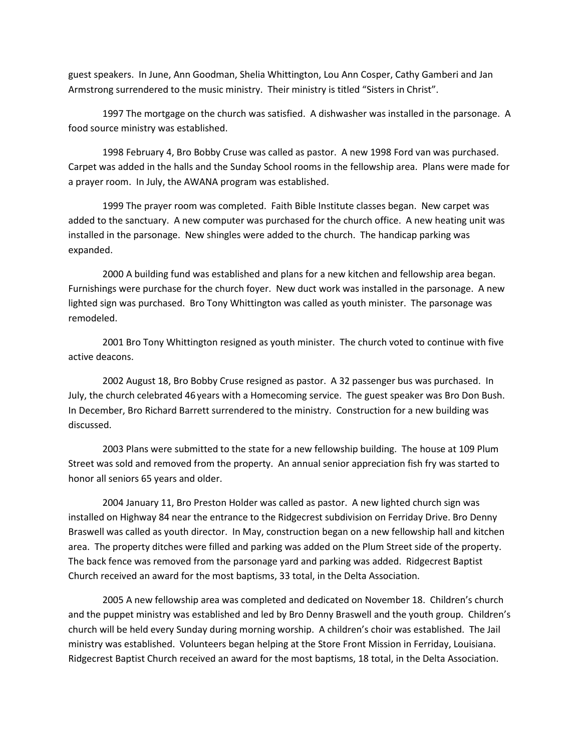guest speakers. In June, Ann Goodman, Shelia Whittington, Lou Ann Cosper, Cathy Gamberi and Jan Armstrong surrendered to the music ministry. Their ministry is titled "Sisters in Christ".

1997 The mortgage on the church was satisfied. A dishwasher was installed in the parsonage. A food source ministry was established.

1998 February 4, Bro Bobby Cruse was called as pastor. A new 1998 Ford van was purchased. Carpet was added in the halls and the Sunday School rooms in the fellowship area. Plans were made for a prayer room. In July, the AWANA program was established.

1999 The prayer room was completed. Faith Bible Institute classes began. New carpet was added to the sanctuary. A new computer was purchased for the church office. A new heating unit was installed in the parsonage. New shingles were added to the church. The handicap parking was expanded.

2000 A building fund was established and plans for a new kitchen and fellowship area began. Furnishings were purchase for the church foyer. New duct work was installed in the parsonage. A new lighted sign was purchased. Bro Tony Whittington was called as youth minister. The parsonage was remodeled.

2001 Bro Tony Whittington resigned as youth minister. The church voted to continue with five active deacons.

2002 August 18, Bro Bobby Cruse resigned as pastor. A 32 passenger bus was purchased. In July, the church celebrated 46 years with a Homecoming service. The guest speaker was Bro Don Bush. In December, Bro Richard Barrett surrendered to the ministry. Construction for a new building was discussed.

2003 Plans were submitted to the state for a new fellowship building. The house at 109 Plum Street was sold and removed from the property. An annual senior appreciation fish fry was started to honor all seniors 65 years and older.

2004 January 11, Bro Preston Holder was called as pastor. A new lighted church sign was installed on Highway 84 near the entrance to the Ridgecrest subdivision on Ferriday Drive. Bro Denny Braswell was called as youth director. In May, construction began on a new fellowship hall and kitchen area. The property ditches were filled and parking was added on the Plum Street side of the property. The back fence was removed from the parsonage yard and parking was added. Ridgecrest Baptist Church received an award for the most baptisms, 33 total, in the Delta Association.

2005 A new fellowship area was completed and dedicated on November 18. Children's church and the puppet ministry was established and led by Bro Denny Braswell and the youth group. Children's church will be held every Sunday during morning worship. A children's choir was established. The Jail ministry was established. Volunteers began helping at the Store Front Mission in Ferriday, Louisiana. Ridgecrest Baptist Church received an award for the most baptisms, 18 total, in the Delta Association.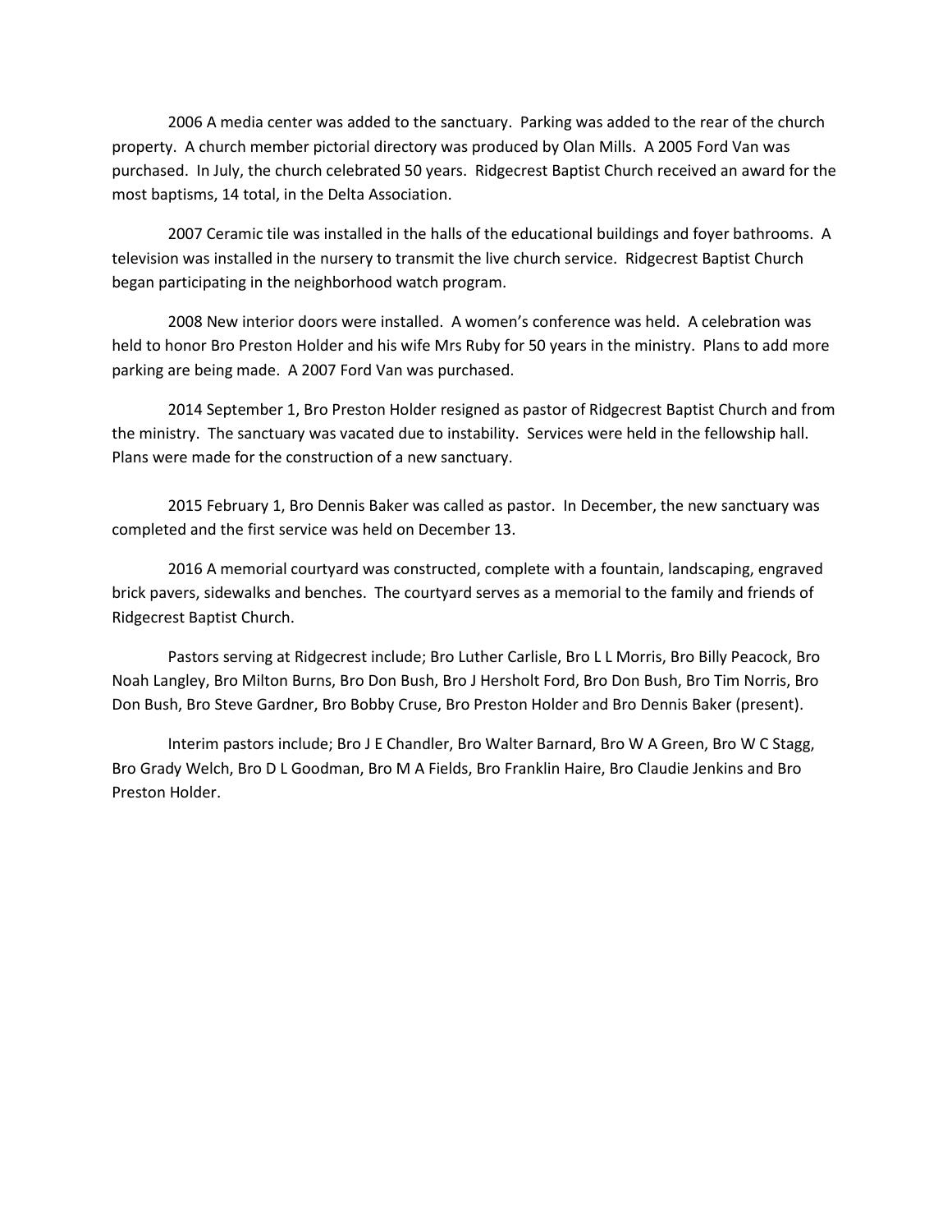2006 A media center was added to the sanctuary. Parking was added to the rear of the church property. A church member pictorial directory was produced by Olan Mills. A 2005 Ford Van was purchased. In July, the church celebrated 50 years. Ridgecrest Baptist Church received an award for the most baptisms, 14 total, in the Delta Association.

2007 Ceramic tile was installed in the halls of the educational buildings and foyer bathrooms. A television was installed in the nursery to transmit the live church service. Ridgecrest Baptist Church began participating in the neighborhood watch program.

2008 New interior doors were installed. A women's conference was held. A celebration was held to honor Bro Preston Holder and his wife Mrs Ruby for 50 years in the ministry. Plans to add more parking are being made. A 2007 Ford Van was purchased.

2014 September 1, Bro Preston Holder resigned as pastor of Ridgecrest Baptist Church and from the ministry. The sanctuary was vacated due to instability. Services were held in the fellowship hall. Plans were made for the construction of a new sanctuary.

2015 February 1, Bro Dennis Baker was called as pastor. In December, the new sanctuary was completed and the first service was held on December 13.

2016 A memorial courtyard was constructed, complete with a fountain, landscaping, engraved brick pavers, sidewalks and benches. The courtyard serves as a memorial to the family and friends of Ridgecrest Baptist Church.

Pastors serving at Ridgecrest include; Bro Luther Carlisle, Bro L L Morris, Bro Billy Peacock, Bro Noah Langley, Bro Milton Burns, Bro Don Bush, Bro J Hersholt Ford, Bro Don Bush, Bro Tim Norris, Bro Don Bush, Bro Steve Gardner, Bro Bobby Cruse, Bro Preston Holder and Bro Dennis Baker (present).

Interim pastors include; Bro J E Chandler, Bro Walter Barnard, Bro W A Green, Bro W C Stagg, Bro Grady Welch, Bro D L Goodman, Bro M A Fields, Bro Franklin Haire, Bro Claudie Jenkins and Bro Preston Holder.